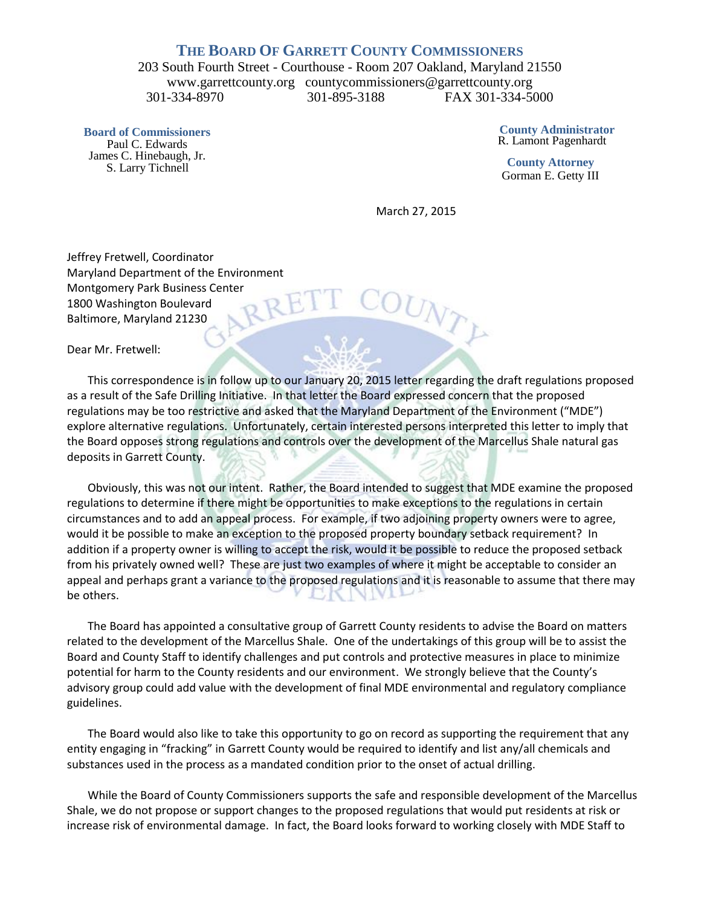# THE BOARD OF GARRETT COUNTY COMMISSIONERS

203 South Fourth Street - Courthouse - Room 207 Oakland, Maryland 21550
www.garrettcounty.org countycommissioners@garrettcounty.org
301-334-8970 301-895-3188 FAX 301-334-5000

**Board of Commissioners**
Paul C. Edwards
James C. Hinebaugh, Jr.
S. Larry Tichnell

**County Administrator**
R. Lamont Pagenhardt

**County Attorney**
Gorman E. Getty III

March 27, 2015

Jeffrey Fretwell, Coordinator
Maryland Department of the Environment
Montgomery Park Business Center
1800 Washington Boulevard
Baltimore, Maryland 21230

Dear Mr. Fretwell:

This correspondence is in follow up to our January 20, 2015 letter regarding the draft regulations proposed as a result of the Safe Drilling Initiative. In that letter the Board expressed concern that the proposed regulations may be too restrictive and asked that the Maryland Department of the Environment ("MDE") explore alternative regulations. Unfortunately, certain interested persons interpreted this letter to imply that the Board opposes strong regulations and controls over the development of the Marcellus Shale natural gas deposits in Garrett County.

Obviously, this was not our intent. Rather, the Board intended to suggest that MDE examine the proposed regulations to determine if there might be opportunities to make exceptions to the regulations in certain circumstances and to add an appeal process. For example, if two adjoining property owners were to agree, would it be possible to make an exception to the proposed property boundary setback requirement? In addition if a property owner is willing to accept the risk, would it be possible to reduce the proposed setback from his privately owned well? These are just two examples of where it might be acceptable to consider an appeal and perhaps grant a variance to the proposed regulations and it is reasonable to assume that there may be others.

The Board has appointed a consultative group of Garrett County residents to advise the Board on matters related to the development of the Marcellus Shale. One of the undertakings of this group will be to assist the Board and County Staff to identify challenges and put controls and protective measures in place to minimize potential for harm to the County residents and our environment. We strongly believe that the County's advisory group could add value with the development of final MDE environmental and regulatory compliance guidelines.

The Board would also like to take this opportunity to go on record as supporting the requirement that any entity engaging in "fracking" in Garrett County would be required to identify and list any/all chemicals and substances used in the process as a mandated condition prior to the onset of actual drilling.

While the Board of County Commissioners supports the safe and responsible development of the Marcellus Shale, we do not propose or support changes to the proposed regulations that would put residents at risk or increase risk of environmental damage. In fact, the Board looks forward to working closely with MDE Staff to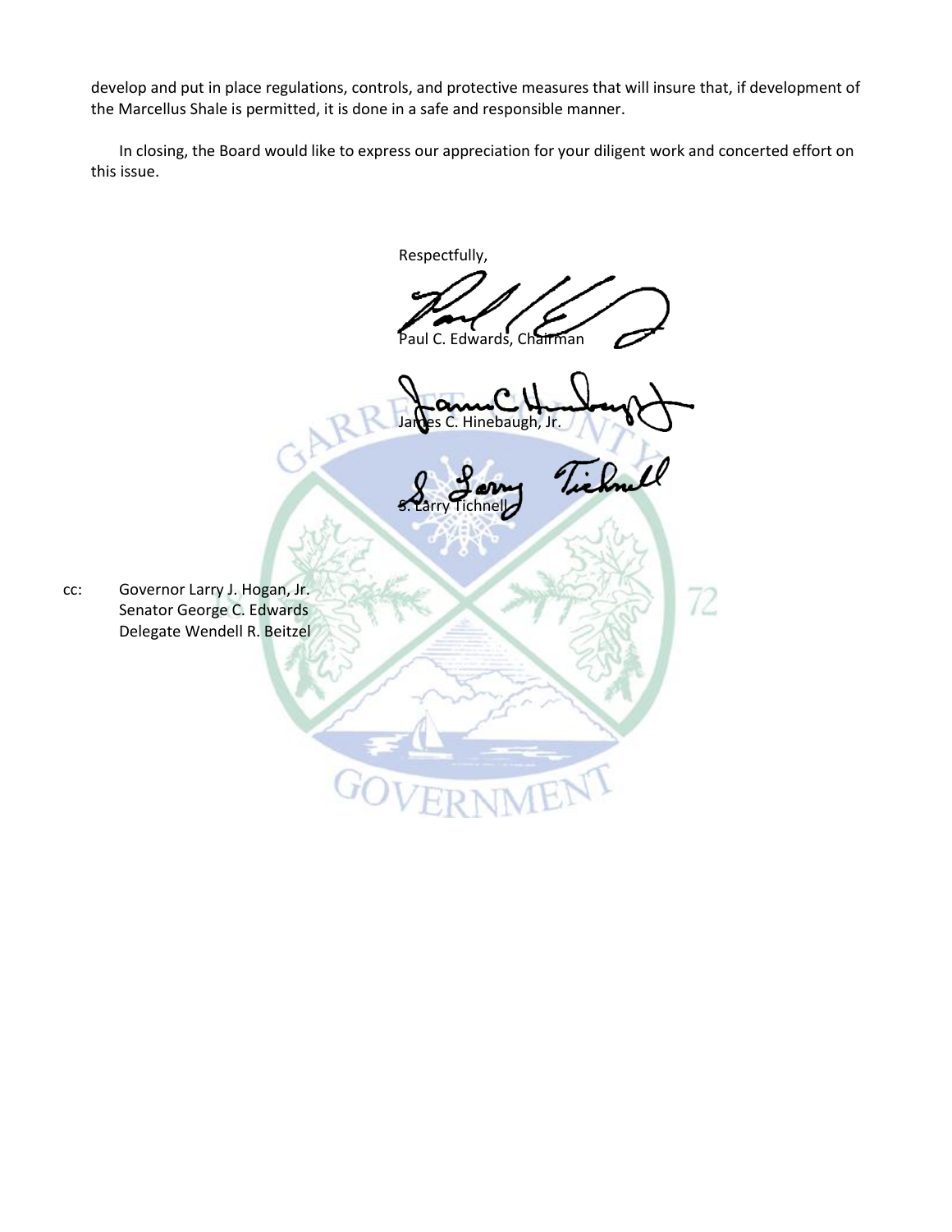develop and put in place regulations, controls, and protective measures that will insure that, if development of the Marcellus Shale is permitted, it is done in a safe and responsible manner.

In closing, the Board would like to express our appreciation for your diligent work and concerted effort on this issue.

Respectfully,

Paul C. Edwards, Chairman

James C. Hinebaugh, Jr.

S. Larry Tichnell

cc: Governor Larry J. Hogan, Jr.
Senator George C. Edwards
Delegate Wendell R. Beitzel